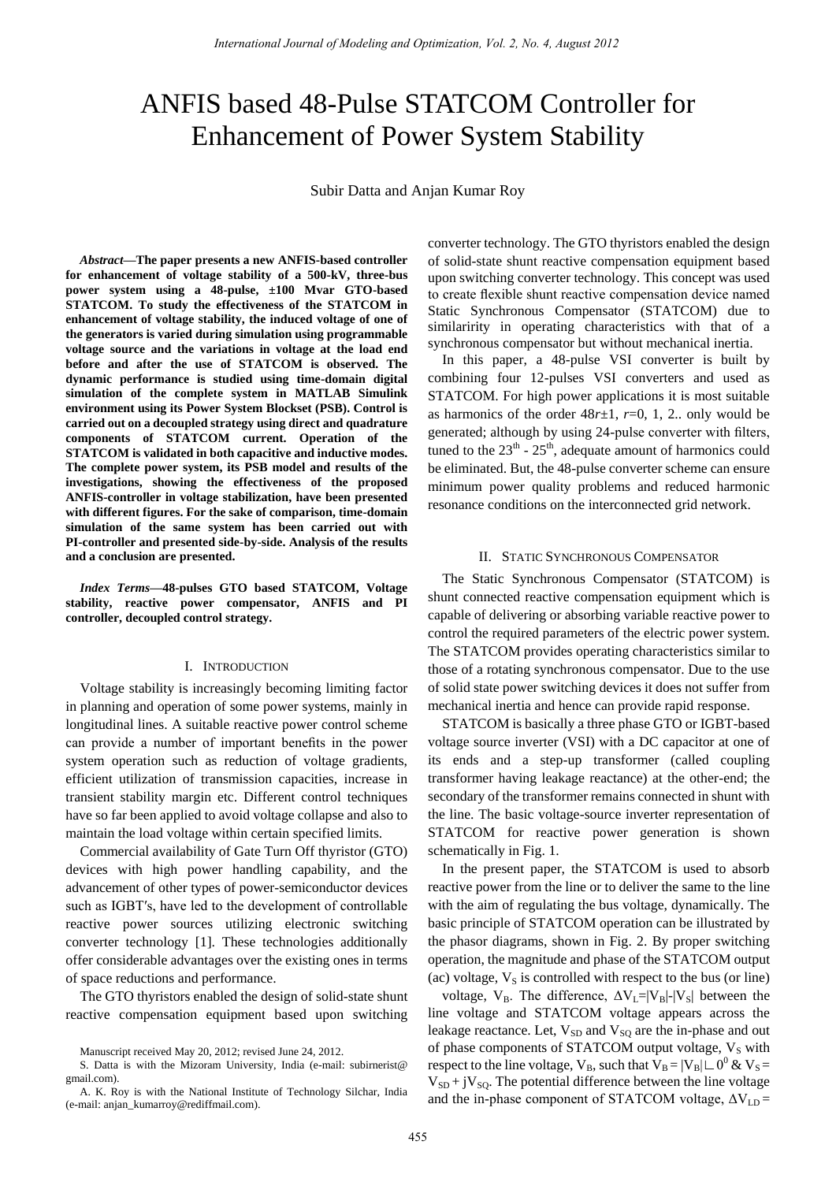# ANFIS based 48-Pulse STATCOM Controller for Enhancement of Power System Stability

Subir Datta and Anjan Kumar Roy

***Abstract*—The paper presents a new ANFIS-based controller for enhancement of voltage stability of a 500-kV, three-bus power system using a 48-pulse, ±100 Mvar GTO-based STATCOM. To study the effectiveness of the STATCOM in enhancement of voltage stability, the induced voltage of one of the generators is varied during simulation using programmable voltage source and the variations in voltage at the load end before and after the use of STATCOM is observed. The dynamic performance is studied using time-domain digital simulation of the complete system in MATLAB Simulink environment using its Power System Blockset (PSB). Control is carried out on a decoupled strategy using direct and quadrature components of STATCOM current. Operation of the STATCOM is validated in both capacitive and inductive modes. The complete power system, its PSB model and results of the investigations, showing the effectiveness of the proposed ANFIS-controller in voltage stabilization, have been presented with different figures. For the sake of comparison, time-domain simulation of the same system has been carried out with PI-controller and presented side-by-side. Analysis of the results and a conclusion are presented.**

***Index Terms*—48-pulses GTO based STATCOM, Voltage stability, reactive power compensator, ANFIS and PI controller, decoupled control strategy.**

## I. Introduction

Voltage stability is increasingly becoming limiting factor in planning and operation of some power systems, mainly in longitudinal lines. A suitable reactive power control scheme can provide a number of important benefits in the power system operation such as reduction of voltage gradients, efficient utilization of transmission capacities, increase in transient stability margin etc. Different control techniques have so far been applied to avoid voltage collapse and also to maintain the load voltage within certain specified limits.

Commercial availability of Gate Turn Off thyristor (GTO) devices with high power handling capability, and the advancement of other types of power-semiconductor devices such as IGBT′s, have led to the development of controllable reactive power sources utilizing electronic switching converter technology [1]. These technologies additionally offer considerable advantages over the existing ones in terms of space reductions and performance.

The GTO thyristors enabled the design of solid-state shunt reactive compensation equipment based upon switching converter technology. The GTO thyristors enabled the design of solid-state shunt reactive compensation equipment based upon switching converter technology. This concept was used to create flexible shunt reactive compensation device named Static Synchronous Compensator (STATCOM) due to similaririty in operating characteristics with that of a synchronous compensator but without mechanical inertia.

In this paper, a 48-pulse VSI converter is built by combining four 12-pulses VSI converters and used as STATCOM. For high power applications it is most suitable as harmonics of the order $48r\pm1$, $r$=0, 1, 2.. only would be generated; although by using 24-pulse converter with filters, tuned to the $23^{th}$ - $25^{th}$, adequate amount of harmonics could be eliminated. But, the 48-pulse converter scheme can ensure minimum power quality problems and reduced harmonic resonance conditions on the interconnected grid network.

## II. Static Synchronous Compensator

The Static Synchronous Compensator (STATCOM) is shunt connected reactive compensation equipment which is capable of delivering or absorbing variable reactive power to control the required parameters of the electric power system. The STATCOM provides operating characteristics similar to those of a rotating synchronous compensator. Due to the use of solid state power switching devices it does not suffer from mechanical inertia and hence can provide rapid response.

STATCOM is basically a three phase GTO or IGBT-based voltage source inverter (VSI) with a DC capacitor at one of its ends and a step-up transformer (called coupling transformer having leakage reactance) at the other-end; the secondary of the transformer remains connected in shunt with the line. The basic voltage-source inverter representation of STATCOM for reactive power generation is shown schematically in Fig. 1.

In the present paper, the STATCOM is used to absorb reactive power from the line or to deliver the same to the line with the aim of regulating the bus voltage, dynamically. The basic principle of STATCOM operation can be illustrated by the phasor diagrams, shown in Fig. 2. By proper switching operation, the magnitude and phase of the STATCOM output (ac) voltage, $V_S$ is controlled with respect to the bus (or line) voltage, $V_B$. The difference, $\Delta V_L=|V_B|-|V_S|$ between the line voltage and STATCOM voltage appears across the leakage reactance. Let, $V_{SD}$ and $V_{SQ}$ are the in-phase and out of phase components of STATCOM output voltage, $V_S$ with respect to the line voltage, $V_B$, such that $V_B = |V_B|\angle 0^0$ & $V_S = V_{SD} + jV_{SQ}$. The potential difference between the line voltage and the in-phase component of STATCOM voltage, $\Delta V_{LD} =$

Manuscript received May 20, 2012; revised June 24, 2012.

S. Datta is with the Mizoram University, India (e-mail: subirnerist@gmail.com).

A. K. Roy is with the National Institute of Technology Silchar, India (e-mail: anjan_kumarroy@rediffmail.com).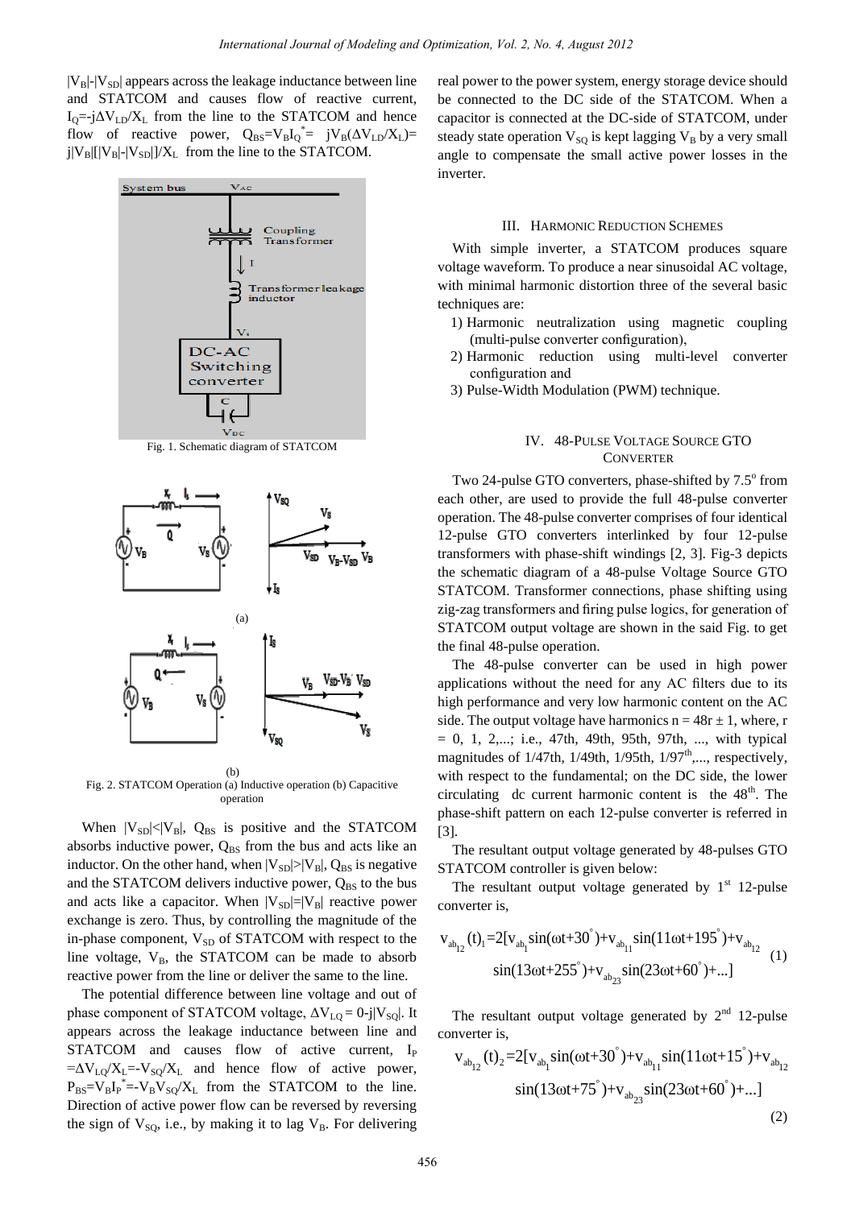$|V_B|$-$|V_{SD}|$ appears across the leakage inductance between line and STATCOM and causes flow of reactive current, $I_Q$=-j$\Delta V_{LD}/X_L$ from the line to the STATCOM and hence flow of reactive power, $Q_{BS}=V_B I_Q^*=$ j$V_B(\Delta V_{LD}/X_L)$= j$|V_B|[|V_B|-|V_{SD}|]/X_L$ from the line to the STATCOM.

Fig. 1. Schematic diagram of STATCOM

(a)

(b)

Fig. 2. STATCOM Operation (a) Inductive operation (b) Capacitive operation

When $|V_{SD}|<|V_B|$, $Q_{BS}$ is positive and the STATCOM absorbs inductive power, $Q_{BS}$ from the bus and acts like an inductor. On the other hand, when $|V_{SD}|>|V_B|$, $Q_{BS}$ is negative and the STATCOM delivers inductive power, $Q_{BS}$ to the bus and acts like a capacitor. When $|V_{SD}|=|V_B|$ reactive power exchange is zero. Thus, by controlling the magnitude of the in-phase component, $V_{SD}$ of STATCOM with respect to the line voltage, $V_B$, the STATCOM can be made to absorb reactive power from the line or deliver the same to the line.

The potential difference between line voltage and out of phase component of STATCOM voltage, $\Delta V_{LQ}$ = 0-j$|V_{SQ}|$. It appears across the leakage inductance between line and STATCOM and causes flow of active current, $I_P$ =$\Delta V_{LQ}/X_L$=-$V_{SQ}/X_L$ and hence flow of active power, $P_{BS}=V_B I_P^*$=-$V_B V_{SQ}/X_L$ from the STATCOM to the line. Direction of active power flow can be reversed by reversing the sign of $V_{SQ}$, i.e., by making it to lag $V_B$. For delivering real power to the power system, energy storage device should be connected to the DC side of the STATCOM. When a capacitor is connected at the DC-side of STATCOM, under steady state operation $V_{SQ}$ is kept lagging $V_B$ by a very small angle to compensate the small active power losses in the inverter.

## III. Harmonic Reduction Schemes

With simple inverter, a STATCOM produces square voltage waveform. To produce a near sinusoidal AC voltage, with minimal harmonic distortion three of the several basic techniques are:

1) Harmonic neutralization using magnetic coupling (multi-pulse converter configuration),
2) Harmonic reduction using multi-level converter configuration and
3) Pulse-Width Modulation (PWM) technique.

## IV. 48-Pulse Voltage Source GTO Converter

Two 24-pulse GTO converters, phase-shifted by 7.5$^o$ from each other, are used to provide the full 48-pulse converter operation. The 48-pulse converter comprises of four identical 12-pulse GTO converters interlinked by four 12-pulse transformers with phase-shift windings [2, 3]. Fig-3 depicts the schematic diagram of a 48-pulse Voltage Source GTO STATCOM. Transformer connections, phase shifting using zig-zag transformers and firing pulse logics, for generation of STATCOM output voltage are shown in the said Fig. to get the final 48-pulse operation.

The 48-pulse converter can be used in high power applications without the need for any AC filters due to its high performance and very low harmonic content on the AC side. The output voltage have harmonics n = 48r ± 1, where, r = 0, 1, 2,...; i.e., 47th, 49th, 95th, 97th, ..., with typical magnitudes of 1/47th, 1/49th, 1/95th, 1/97$^{th}$,..., respectively, with respect to the fundamental; on the DC side, the lower circulating dc current harmonic content is the 48$^{th}$. The phase-shift pattern on each 12-pulse converter is referred in [3].

The resultant output voltage generated by 48-pulses GTO STATCOM controller is given below:

The resultant output voltage generated by 1$^{st}$ 12-pulse converter is,

$$v_{ab_{12}}(t)_1=2[v_{ab_1}\sin(\omega t+30^\circ)+v_{ab_{11}}\sin(11\omega t+195^\circ)+v_{ab_{12}}\sin(13\omega t+255^\circ)+v_{ab_{23}}\sin(23\omega t+60^\circ)+...] \quad (1)$$

The resultant output voltage generated by 2$^{nd}$ 12-pulse converter is,

$$v_{ab_{12}}(t)_2=2[v_{ab_1}\sin(\omega t+30^\circ)+v_{ab_{11}}\sin(11\omega t+15^\circ)+v_{ab_{12}}\sin(13\omega t+75^\circ)+v_{ab_{23}}\sin(23\omega t+60^\circ)+...] \quad (2)$$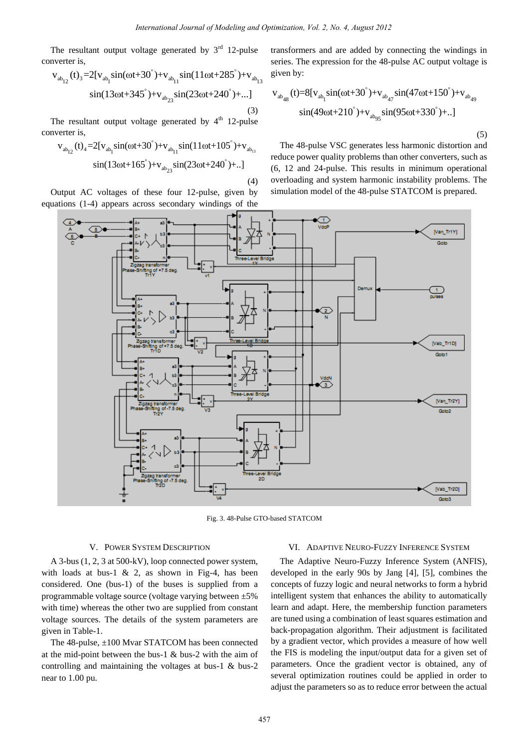The resultant output voltage generated by 3rd 12-pulse converter is,

$$v_{ab_{12}}(t)_3=2[v_{ab_1}\sin(\omega t+30^\circ)+v_{ab_{11}}\sin(11\omega t+285^\circ)+v_{ab_{13}}\sin(13\omega t+345^\circ)+v_{ab_{23}}\sin(23\omega t+240^\circ)+...] \quad (3)$$

The resultant output voltage generated by 4th 12-pulse converter is,

$$v_{ab_{12}}(t)_4=2[v_{ab_1}\sin(\omega t+30^\circ)+v_{ab_{11}}\sin(11\omega t+105^\circ)+v_{ab_{13}}\sin(13\omega t+165^\circ)+v_{ab_{23}}\sin(23\omega t+240^\circ)+..] \quad (4)$$

Output AC voltages of these four 12-pulse, given by equations (1-4) appears across secondary windings of the transformers and are added by connecting the windings in series. The expression for the 48-pulse AC output voltage is given by:

$$v_{ab_{48}}(t)=8[v_{ab_1}\sin(\omega t+30^\circ)+v_{ab_{47}}\sin(47\omega t+150^\circ)+v_{ab_{49}}\sin(49\omega t+210^\circ)+v_{ab_{95}}\sin(95\omega t+330^\circ)+..] \quad (5)$$

The 48-pulse VSC generates less harmonic distortion and reduce power quality problems than other converters, such as (6, 12 and 24-pulse. This results in minimum operational overloading and system harmonic instability problems. The simulation model of the 48-pulse STATCOM is prepared.

Fig. 3. 48-Pulse GTO-based STATCOM

## V. Power System Description

A 3-bus (1, 2, 3 at 500-kV), loop connected power system, with loads at bus-1 & 2, as shown in Fig-4, has been considered. One (bus-1) of the buses is supplied from a programmable voltage source (voltage varying between ±5% with time) whereas the other two are supplied from constant voltage sources. The details of the system parameters are given in Table-1.

The 48-pulse, ±100 Mvar STATCOM has been connected at the mid-point between the bus-1 & bus-2 with the aim of controlling and maintaining the voltages at bus-1 & bus-2 near to 1.00 pu.

## VI. Adaptive Neuro-Fuzzy Inference System

The Adaptive Neuro-Fuzzy Inference System (ANFIS), developed in the early 90s by Jang [4], [5], combines the concepts of fuzzy logic and neural networks to form a hybrid intelligent system that enhances the ability to automatically learn and adapt. Here, the membership function parameters are tuned using a combination of least squares estimation and back-propagation algorithm. Their adjustment is facilitated by a gradient vector, which provides a measure of how well the FIS is modeling the input/output data for a given set of parameters. Once the gradient vector is obtained, any of several optimization routines could be applied in order to adjust the parameters so as to reduce error between the actual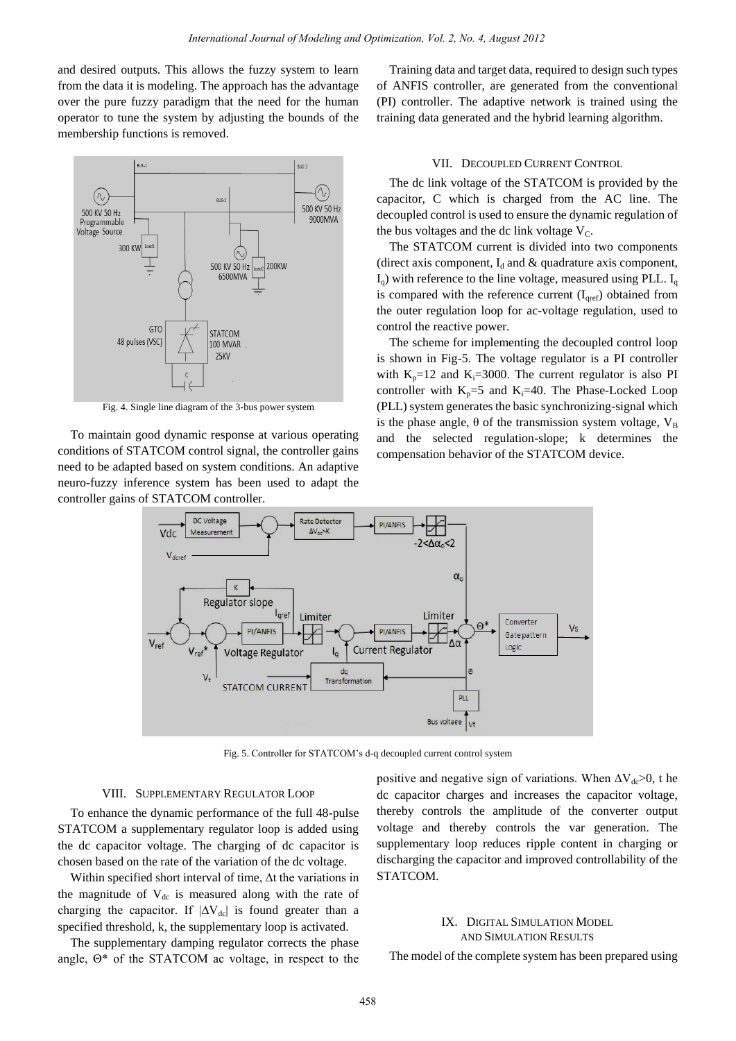and desired outputs. This allows the fuzzy system to learn from the data it is modeling. The approach has the advantage over the pure fuzzy paradigm that the need for the human operator to tune the system by adjusting the bounds of the membership functions is removed.

Fig. 4. Single line diagram of the 3-bus power system

To maintain good dynamic response at various operating conditions of STATCOM control signal, the controller gains need to be adapted based on system conditions. An adaptive neuro-fuzzy inference system has been used to adapt the controller gains of STATCOM controller.

Training data and target data, required to design such types of ANFIS controller, are generated from the conventional (PI) controller. The adaptive network is trained using the training data generated and the hybrid learning algorithm.

## VII. Decoupled Current Control

The dc link voltage of the STATCOM is provided by the capacitor, C which is charged from the AC line. The decoupled control is used to ensure the dynamic regulation of the bus voltages and the dc link voltage $V_C$.

The STATCOM current is divided into two components (direct axis component, $I_d$ and & quadrature axis component, $I_q$) with reference to the line voltage, measured using PLL. $I_q$ is compared with the reference current ($I_{qref}$) obtained from the outer regulation loop for ac-voltage regulation, used to control the reactive power.

The scheme for implementing the decoupled control loop is shown in Fig-5. The voltage regulator is a PI controller with $K_p$=12 and $K_i$=3000. The current regulator is also PI controller with $K_p$=5 and $K_i$=40. The Phase-Locked Loop (PLL) system generates the basic synchronizing-signal which is the phase angle, $\theta$ of the transmission system voltage, $V_B$ and the selected regulation-slope; k determines the compensation behavior of the STATCOM device.

Fig. 5. Controller for STATCOM's d-q decoupled current control system

## VIII. Supplementary Regulator Loop

To enhance the dynamic performance of the full 48-pulse STATCOM a supplementary regulator loop is added using the dc capacitor voltage. The charging of dc capacitor is chosen based on the rate of the variation of the dc voltage.

Within specified short interval of time, $\Delta t$ the variations in the magnitude of $V_{dc}$ is measured along with the rate of charging the capacitor. If $|\Delta V_{dc}|$ is found greater than a specified threshold, k, the supplementary loop is activated.

The supplementary damping regulator corrects the phase angle, $\Theta^*$ of the STATCOM ac voltage, in respect to the positive and negative sign of variations. When $\Delta V_{dc}>0$, t he dc capacitor charges and increases the capacitor voltage, thereby controls the amplitude of the converter output voltage and thereby controls the var generation. The supplementary loop reduces ripple content in charging or discharging the capacitor and improved controllability of the STATCOM.

## IX. Digital Simulation Model and Simulation Results

The model of the complete system has been prepared using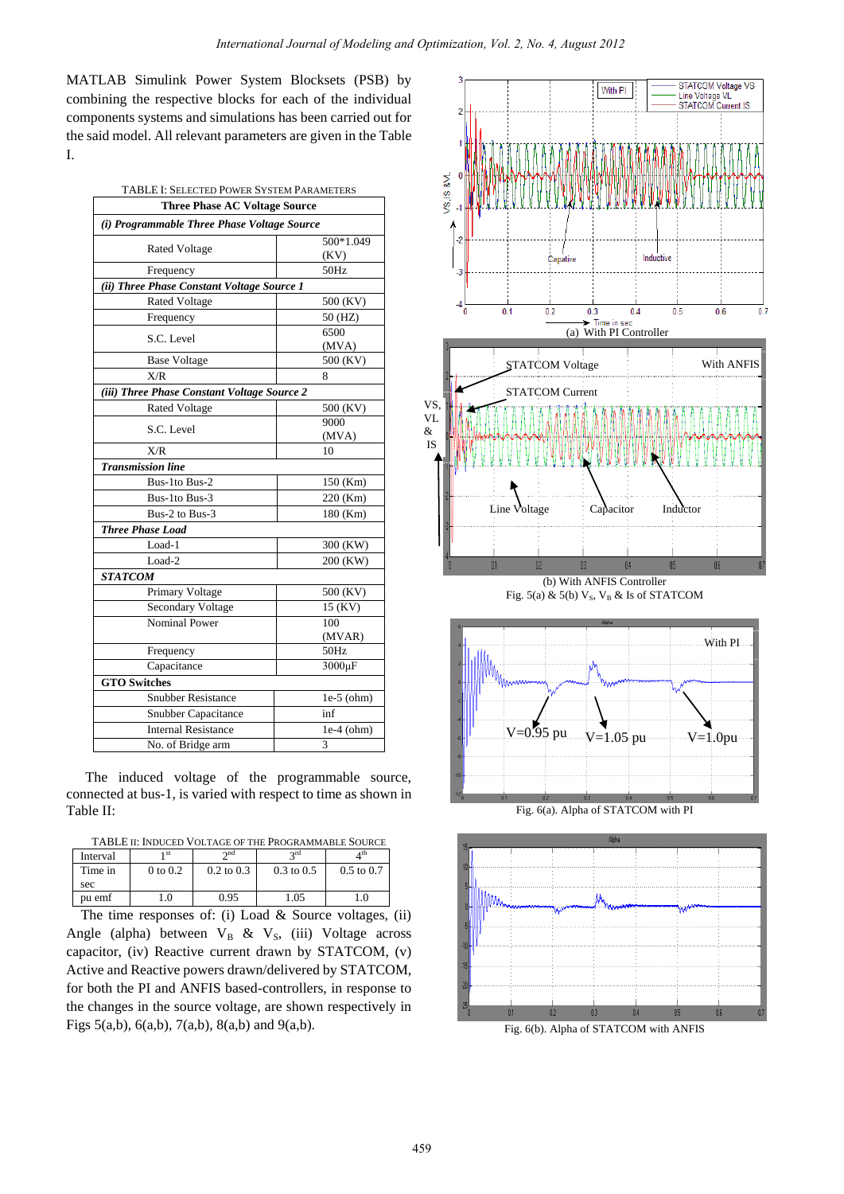MATLAB Simulink Power System Blocksets (PSB) by combining the respective blocks for each of the individual components systems and simulations has been carried out for the said model. All relevant parameters are given in the Table I.

TABLE I: SELECTED POWER SYSTEM PARAMETERS

| **Three Phase AC Voltage Source** | |
|---|---|
| ***(i) Programmable Three Phase Voltage Source*** | |
| Rated Voltage | 500*1.049 (KV) |
| Frequency | 50Hz |
| ***(ii) Three Phase Constant Voltage Source 1*** | |
| Rated Voltage | 500 (KV) |
| Frequency | 50 (HZ) |
| S.C. Level | 6500 (MVA) |
| Base Voltage | 500 (KV) |
| X/R | 8 |
| ***(iii) Three Phase Constant Voltage Source 2*** | |
| Rated Voltage | 500 (KV) |
| S.C. Level | 9000 (MVA) |
| X/R | 10 |
| ***Transmission line*** | |
| Bus-1to Bus-2 | 150 (Km) |
| Bus-1to Bus-3 | 220 (Km) |
| Bus-2 to Bus-3 | 180 (Km) |
| ***Three Phase Load*** | |
| Load-1 | 300 (KW) |
| Load-2 | 200 (KW) |
| ***STATCOM*** | |
| Primary Voltage | 500 (KV) |
| Secondary Voltage | 15 (KV) |
| Nominal Power | 100 (MVAR) |
| Frequency | 50Hz |
| Capacitance | 3000μF |
| **GTO Switches** | |
| Snubber Resistance | 1e-5 (ohm) |
| Snubber Capacitance | inf |
| Internal Resistance | 1e-4 (ohm) |
| No. of Bridge arm | 3 |

The induced voltage of the programmable source, connected at bus-1, is varied with respect to time as shown in Table II:

TABLE II: INDUCED VOLTAGE OF THE PROGRAMMABLE SOURCE

| Interval | 1st | 2nd | 3rd | 4th |
|---|---|---|---|---|
| Time in sec | 0 to 0.2 | 0.2 to 0.3 | 0.3 to 0.5 | 0.5 to 0.7 |
| pu emf | 1.0 | 0.95 | 1.05 | 1.0 |

The time responses of: (i) Load & Source voltages, (ii) Angle (alpha) between $V_B$ & $V_S$, (iii) Voltage across capacitor, (iv) Reactive current drawn by STATCOM, (v) Active and Reactive powers drawn/delivered by STATCOM, for both the PI and ANFIS based-controllers, in response to the changes in the source voltage, are shown respectively in Figs 5(a,b), 6(a,b), 7(a,b), 8(a,b) and 9(a,b).

(a) With PI Controller

(b) With ANFIS Controller

Fig. 5(a) & 5(b) $V_S$, $V_B$ & Is of STATCOM

Fig. 6(a). Alpha of STATCOM with PI

Fig. 6(b). Alpha of STATCOM with ANFIS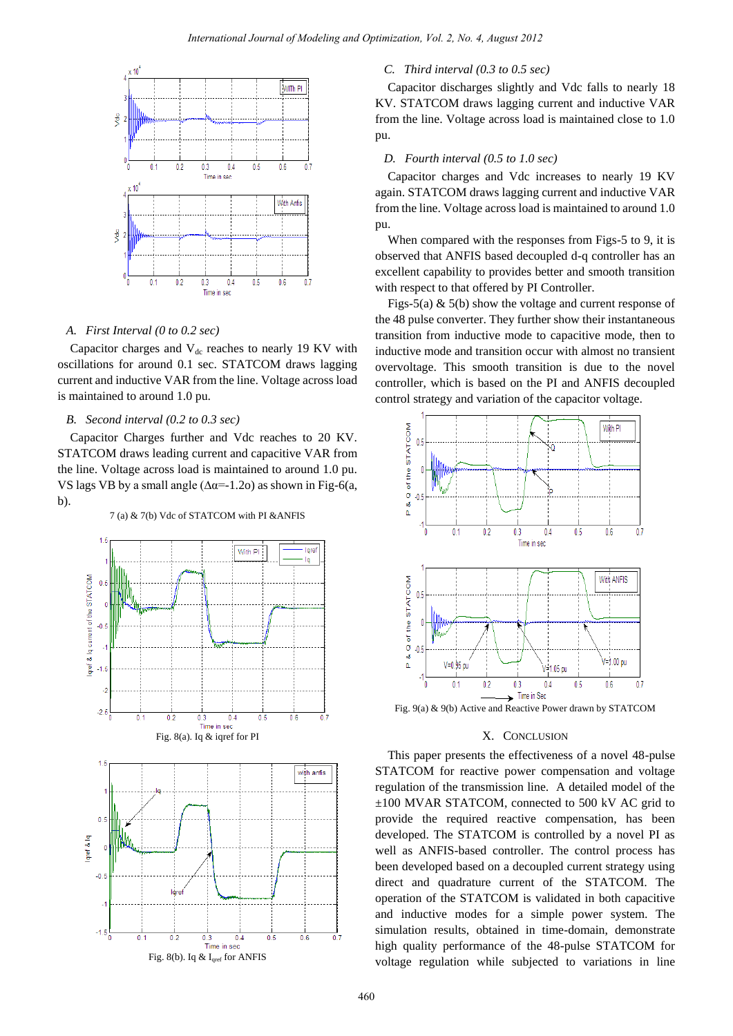### A. First Interval (0 to 0.2 sec)

Capacitor charges and $V_{dc}$ reaches to nearly 19 KV with oscillations for around 0.1 sec. STATCOM draws lagging current and inductive VAR from the line. Voltage across load is maintained to around 1.0 pu.

### B. Second interval (0.2 to 0.3 sec)

Capacitor Charges further and Vdc reaches to 20 KV. STATCOM draws leading current and capacitive VAR from the line. Voltage across load is maintained to around 1.0 pu. VS lags VB by a small angle (Δα=-1.2o) as shown in Fig-6(a, b).

7 (a) & 7(b) Vdc of STATCOM with PI &ANFIS

Fig. 8(a). Iq & iqref for PI

Fig. 8(b). Iq & $I_{qref}$ for ANFIS

### C. Third interval (0.3 to 0.5 sec)

Capacitor discharges slightly and Vdc falls to nearly 18 KV. STATCOM draws lagging current and inductive VAR from the line. Voltage across load is maintained close to 1.0 pu.

### D. Fourth interval (0.5 to 1.0 sec)

Capacitor charges and Vdc increases to nearly 19 KV again. STATCOM draws lagging current and inductive VAR from the line. Voltage across load is maintained to around 1.0 pu.

When compared with the responses from Figs-5 to 9, it is observed that ANFIS based decoupled d-q controller has an excellent capability to provides better and smooth transition with respect to that offered by PI Controller.

Figs-5(a) & 5(b) show the voltage and current response of the 48 pulse converter. They further show their instantaneous transition from inductive mode to capacitive mode, then to inductive mode and transition occur with almost no transient overvoltage. This smooth transition is due to the novel controller, which is based on the PI and ANFIS decoupled control strategy and variation of the capacitor voltage.

Fig. 9(a) & 9(b) Active and Reactive Power drawn by STATCOM

## X. Conclusion

This paper presents the effectiveness of a novel 48-pulse STATCOM for reactive power compensation and voltage regulation of the transmission line. A detailed model of the ±100 MVAR STATCOM, connected to 500 kV AC grid to provide the required reactive compensation, has been developed. The STATCOM is controlled by a novel PI as well as ANFIS-based controller. The control process has been developed based on a decoupled current strategy using direct and quadrature current of the STATCOM. The operation of the STATCOM is validated in both capacitive and inductive modes for a simple power system. The simulation results, obtained in time-domain, demonstrate high quality performance of the 48-pulse STATCOM for voltage regulation while subjected to variations in line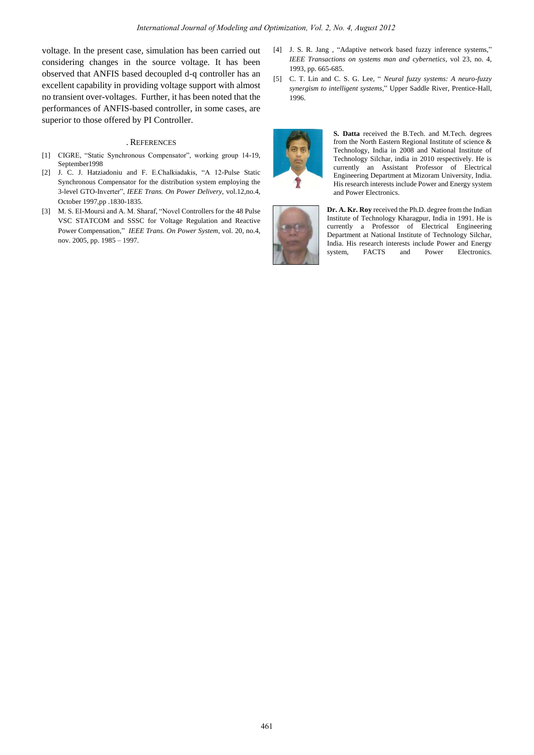voltage. In the present case, simulation has been carried out considering changes in the source voltage. It has been observed that ANFIS based decoupled d-q controller has an excellent capability in providing voltage support with almost no transient over-voltages. Further, it has been noted that the performances of ANFIS-based controller, in some cases, are superior to those offered by PI Controller.

## . References

[1] CIGRE, "Static Synchronous Compensator", working group 14-19, September1998

[2] J. C. J. Hatziadoniu and F. E.Chalkiadakis, "A 12-Pulse Static Synchronous Compensator for the distribution system employing the 3-level GTO-Inverter", *IEEE Trans. On Power Delivery*, vol.12,no.4, October 1997,pp .1830-1835.

[3] M. S. EI-Moursi and A. M. Sharaf, "Novel Controllers for the 48 Pulse VSC STATCOM and SSSC for Voltage Regulation and Reactive Power Compensation," *IEEE Trans. On Power System*, vol. 20, no.4, nov. 2005, pp. 1985 – 1997.

[4] J. S. R. Jang , "Adaptive network based fuzzy inference systems," *IEEE Transactions on systems man and cybernetics*, vol 23, no. 4, 1993, pp. 665-685.

[5] C. T. Lin and C. S. G. Lee, " *Neural fuzzy systems: A neuro-fuzzy synergism to intelligent systems*," Upper Saddle River, Prentice-Hall, 1996.

**S. Datta** received the B.Tech. and M.Tech. degrees from the North Eastern Regional Institute of science & Technology, India in 2008 and National Institute of Technology Silchar, india in 2010 respectively. He is currently an Assistant Professor of Electrical Engineering Department at Mizoram University, India. His research interests include Power and Energy system and Power Electronics.

**Dr. A. Kr. Roy** received the Ph.D. degree from the Indian Institute of Technology Kharagpur, India in 1991. He is currently a Professor of Electrical Engineering Department at National Institute of Technology Silchar, India. His research interests include Power and Energy system, FACTS and Power Electronics.